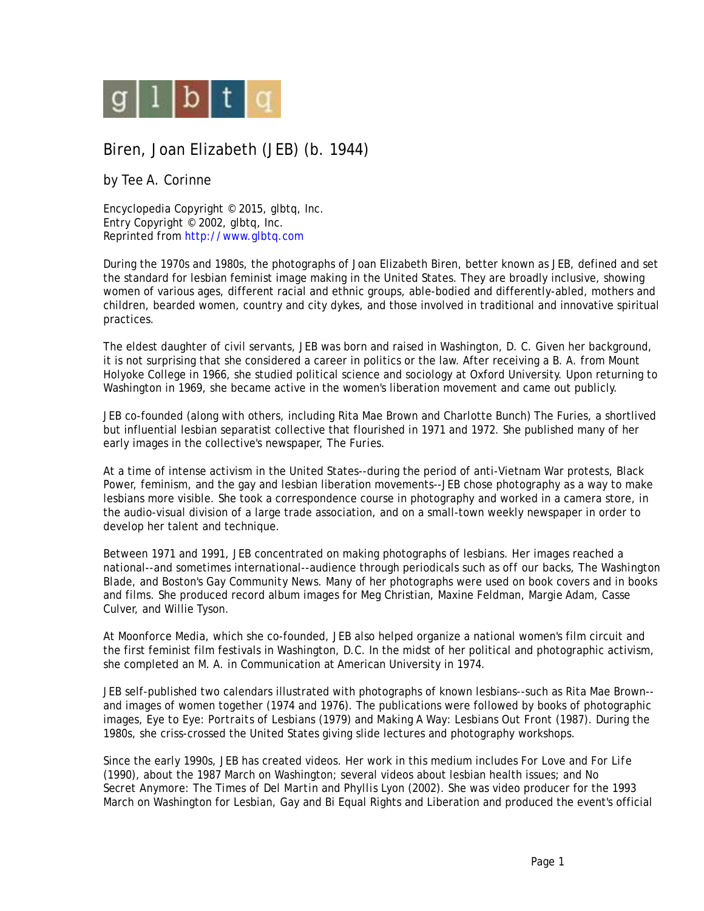# Biren, Joan Elizabeth (JEB) (b. 1944)

by Tee A. Corinne

Encyclopedia Copyright © 2015, glbtq, Inc.
Entry Copyright © 2002, glbtq, Inc.
Reprinted from http://www.glbtq.com

During the 1970s and 1980s, the photographs of Joan Elizabeth Biren, better known as JEB, defined and set the standard for lesbian feminist image making in the United States. They are broadly inclusive, showing women of various ages, different racial and ethnic groups, able-bodied and differently-abled, mothers and children, bearded women, country and city dykes, and those involved in traditional and innovative spiritual practices.

The eldest daughter of civil servants, JEB was born and raised in Washington, D. C. Given her background, it is not surprising that she considered a career in politics or the law. After receiving a B. A. from Mount Holyoke College in 1966, she studied political science and sociology at Oxford University. Upon returning to Washington in 1969, she became active in the women's liberation movement and came out publicly.

JEB co-founded (along with others, including Rita Mae Brown and Charlotte Bunch) The Furies, a shortlived but influential lesbian separatist collective that flourished in 1971 and 1972. She published many of her early images in the collective's newspaper, *The Furies*.

At a time of intense activism in the United States--during the period of anti-Vietnam War protests, Black Power, feminism, and the gay and lesbian liberation movements--JEB chose photography as a way to make lesbians more visible. She took a correspondence course in photography and worked in a camera store, in the audio-visual division of a large trade association, and on a small-town weekly newspaper in order to develop her talent and technique.

Between 1971 and 1991, JEB concentrated on making photographs of lesbians. Her images reached a national--and sometimes international--audience through periodicals such as *off our backs*, *The Washington Blade*, and Boston's *Gay Community News*. Many of her photographs were used on book covers and in books and films. She produced record album images for Meg Christian, Maxine Feldman, Margie Adam, Casse Culver, and Willie Tyson.

At Moonforce Media, which she co-founded, JEB also helped organize a national women's film circuit and the first feminist film festivals in Washington, D.C. In the midst of her political and photographic activism, she completed an M. A. in Communication at American University in 1974.

JEB self-published two calendars illustrated with photographs of known lesbians--such as Rita Mae Brown--and images of women together (1974 and 1976). The publications were followed by books of photographic images, *Eye to Eye: Portraits of Lesbians* (1979) and *Making A Way: Lesbians Out Front* (1987). During the 1980s, she criss-crossed the United States giving slide lectures and photography workshops.

Since the early 1990s, JEB has created videos. Her work in this medium includes *For Love and For Life* (1990), about the 1987 March on Washington; several videos about lesbian health issues; and *No Secret Anymore: The Times of Del Martin and Phyllis Lyon* (2002). She was video producer for the 1993 March on Washington for Lesbian, Gay and Bi Equal Rights and Liberation and produced the event's official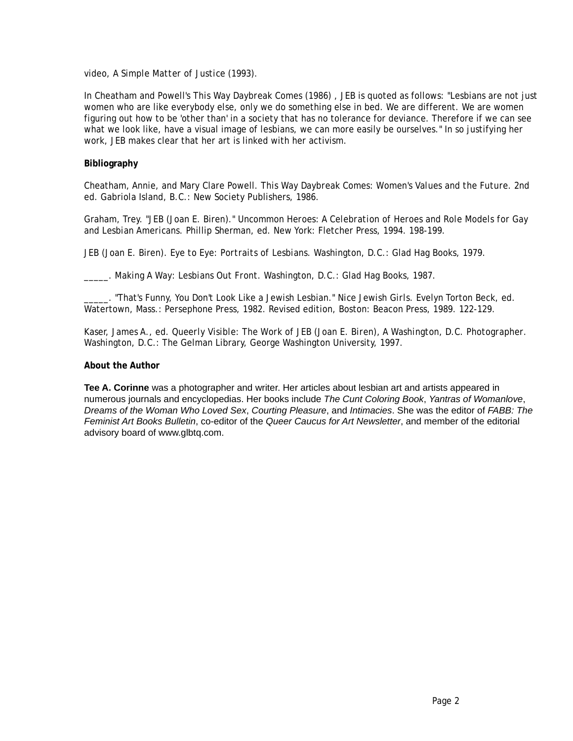video, *A Simple Matter of Justice* (1993).

In Cheatham and Powell's *This Way Daybreak Comes* (1986) , JEB is quoted as follows: "Lesbians are not just women who are like everybody else, only we do something else in bed. We are different. We are women figuring out how to be 'other than' in a society that has no tolerance for deviance. Therefore if we can see what we look like, have a visual image of lesbians, we can more easily be ourselves." In so justifying her work, JEB makes clear that her art is linked with her activism.

**Bibliography**

Cheatham, Annie, and Mary Clare Powell. *This Way Daybreak Comes: Women's Values and the Future*. 2nd ed. Gabriola Island, B.C.: New Society Publishers, 1986.

Graham, Trey. "JEB (Joan E. Biren)." *Uncommon Heroes: A Celebration of Heroes and Role Models for Gay and Lesbian Americans*. Phillip Sherman, ed. New York: Fletcher Press, 1994. 198-199.

JEB (Joan E. Biren). *Eye to Eye: Portraits of Lesbians*. Washington, D.C.: Glad Hag Books, 1979.

_____. *Making A Way: Lesbians Out Front*. Washington, D.C.: Glad Hag Books, 1987.

_____. "That's Funny, You Don't Look Like a Jewish Lesbian." *Nice Jewish Girls*. Evelyn Torton Beck, ed. Watertown, Mass.: Persephone Press, 1982. Revised edition, Boston: Beacon Press, 1989. 122-129.

Kaser, James A., ed. *Queerly Visible: The Work of JEB (Joan E. Biren), A Washington, D.C. Photographer*. Washington, D.C.: The Gelman Library, George Washington University, 1997.

**About the Author**

**Tee A. Corinne** was a photographer and writer. Her articles about lesbian art and artists appeared in numerous journals and encyclopedias. Her books include *The Cunt Coloring Book*, *Yantras of Womanlove*, *Dreams of the Woman Who Loved Sex*, *Courting Pleasure*, and *Intimacies*. She was the editor of *FABB: The Feminist Art Books Bulletin*, co-editor of the *Queer Caucus for Art Newsletter*, and member of the editorial advisory board of www.glbtq.com.